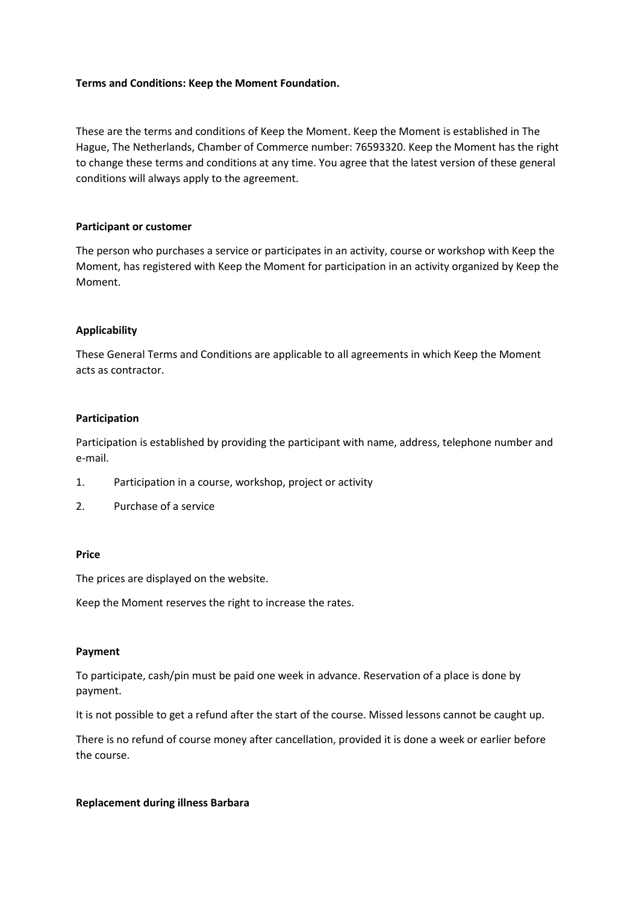**Terms and Conditions: Keep the Moment Foundation.**

These are the terms and conditions of Keep the Moment. Keep the Moment is established in The Hague, The Netherlands, Chamber of Commerce number: 76593320. Keep the Moment has the right to change these terms and conditions at any time. You agree that the latest version of these general conditions will always apply to the agreement.

**Participant or customer**

The person who purchases a service or participates in an activity, course or workshop with Keep the Moment, has registered with Keep the Moment for participation in an activity organized by Keep the Moment.

**Applicability**

These General Terms and Conditions are applicable to all agreements in which Keep the Moment acts as contractor.

**Participation**

Participation is established by providing the participant with name, address, telephone number and e-mail.

1. Participation in a course, workshop, project or activity
2. Purchase of a service

**Price**

The prices are displayed on the website.

Keep the Moment reserves the right to increase the rates.

**Payment**

To participate, cash/pin must be paid one week in advance. Reservation of a place is done by payment.

It is not possible to get a refund after the start of the course. Missed lessons cannot be caught up.

There is no refund of course money after cancellation, provided it is done a week or earlier before the course.

**Replacement during illness Barbara**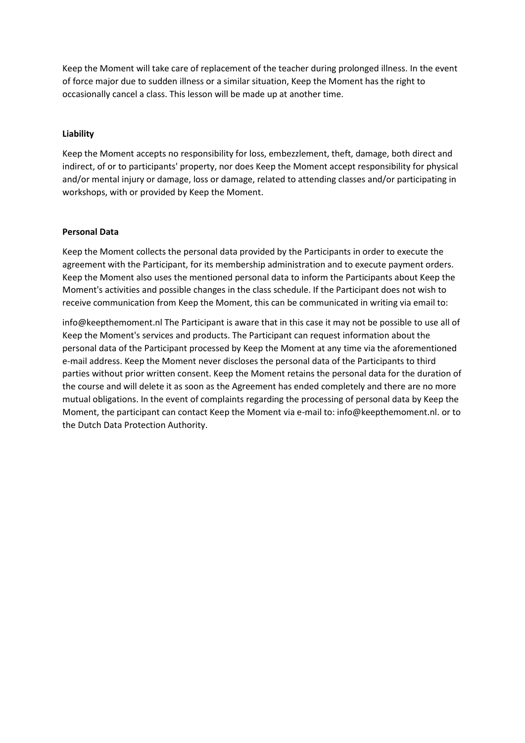Keep the Moment will take care of replacement of the teacher during prolonged illness. In the event of force major due to sudden illness or a similar situation, Keep the Moment has the right to occasionally cancel a class. This lesson will be made up at another time.

**Liability**

Keep the Moment accepts no responsibility for loss, embezzlement, theft, damage, both direct and indirect, of or to participants' property, nor does Keep the Moment accept responsibility for physical and/or mental injury or damage, loss or damage, related to attending classes and/or participating in workshops, with or provided by Keep the Moment.

**Personal Data**

Keep the Moment collects the personal data provided by the Participants in order to execute the agreement with the Participant, for its membership administration and to execute payment orders. Keep the Moment also uses the mentioned personal data to inform the Participants about Keep the Moment's activities and possible changes in the class schedule. If the Participant does not wish to receive communication from Keep the Moment, this can be communicated in writing via email to:

info@keepthemoment.nl The Participant is aware that in this case it may not be possible to use all of Keep the Moment's services and products. The Participant can request information about the personal data of the Participant processed by Keep the Moment at any time via the aforementioned e-mail address. Keep the Moment never discloses the personal data of the Participants to third parties without prior written consent. Keep the Moment retains the personal data for the duration of the course and will delete it as soon as the Agreement has ended completely and there are no more mutual obligations. In the event of complaints regarding the processing of personal data by Keep the Moment, the participant can contact Keep the Moment via e-mail to: info@keepthemoment.nl. or to the Dutch Data Protection Authority.